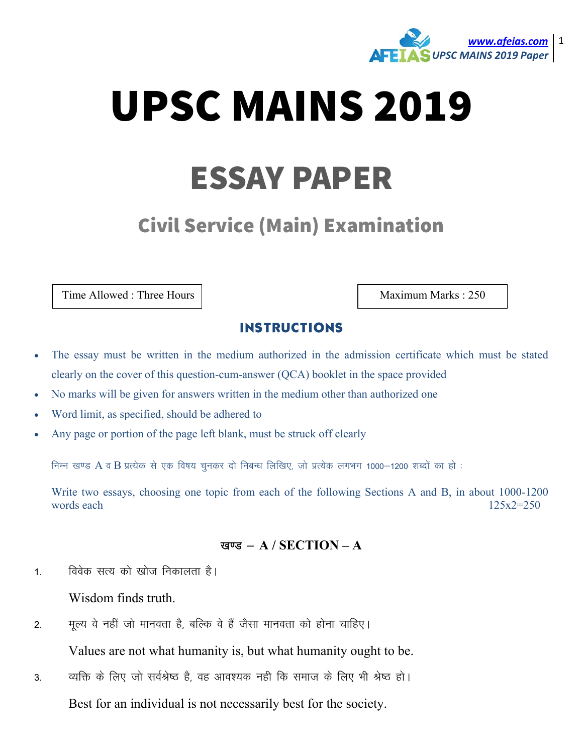# UPSC MAINS 2019

# ESSAY PAPER

## Civil Service (Main) Examination

Time Allowed : Three Hours

Maximum Marks : 250

### INSTRUCTIONS

- The essay must be written in the medium authorized in the admission certificate which must be stated clearly on the cover of this question-cum-answer (QCA) booklet in the space provided
- No marks will be given for answers written in the medium other than authorized one
- Word limit, as specified, should be adhered to
- Any page or portion of the page left blank, must be struck off clearly

निम्न खण्ड A व B प्रत्येक से एक विषय चुनकर दो निबन्ध लिखिए, जो प्रत्येक लगभग 1000–1200 शब्दों का हो :

Write two essays, choosing one topic from each of the following Sections A and B, in about 1000-1200 words each 125x2=250

### खण्ड – A / SECTION – A

1. विवेक सत्य को खोज निकालता है।

   Wisdom finds truth.

2. मूल्य वे नहीं जो मानवता है, बल्कि वे हैं जैसा मानवता को होना चाहिए।

   Values are not what humanity is, but what humanity ought to be.

3. व्यक्ति के लिए जो सर्वश्रेष्ठ है, वह आवश्यक नही कि समाज के लिए भी श्रेष्ठ हो।

   Best for an individual is not necessarily best for the society.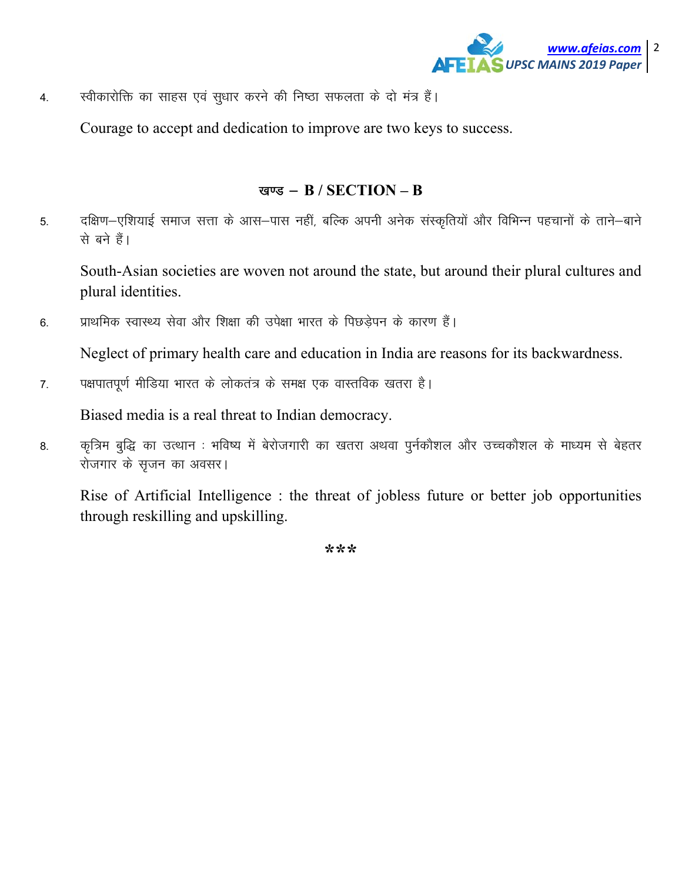4. स्वीकारोक्ति का साहस एवं सुधार करने की निष्ठा सफलता के दो मंत्र हैं।

   Courage to accept and dedication to improve are two keys to success.

## खण्ड – B / SECTION – B

5. दक्षिण–एशियाई समाज सत्ता के आस–पास नहीं, बल्कि अपनी अनेक संस्कृतियों और विभिन्न पहचानों के ताने–बाने से बने हैं।

   South-Asian societies are woven not around the state, but around their plural cultures and plural identities.

6. प्राथमिक स्वास्थ्य सेवा और शिक्षा की उपेक्षा भारत के पिछड़ेपन के कारण हैं।

   Neglect of primary health care and education in India are reasons for its backwardness.

7. पक्षपातपूर्ण मीडिया भारत के लोकतंत्र के समक्ष एक वास्तविक खतरा है।

   Biased media is a real threat to Indian democracy.

8. कृत्रिम बुद्धि का उत्थान : भविष्य में बेरोजगारी का खतरा अथवा पुर्नकौशल और उच्चकौशल के माध्यम से बेहतर रोजगार के सृजन का अवसर।

   Rise of Artificial Intelligence : the threat of jobless future or better job opportunities through reskilling and upskilling.

***